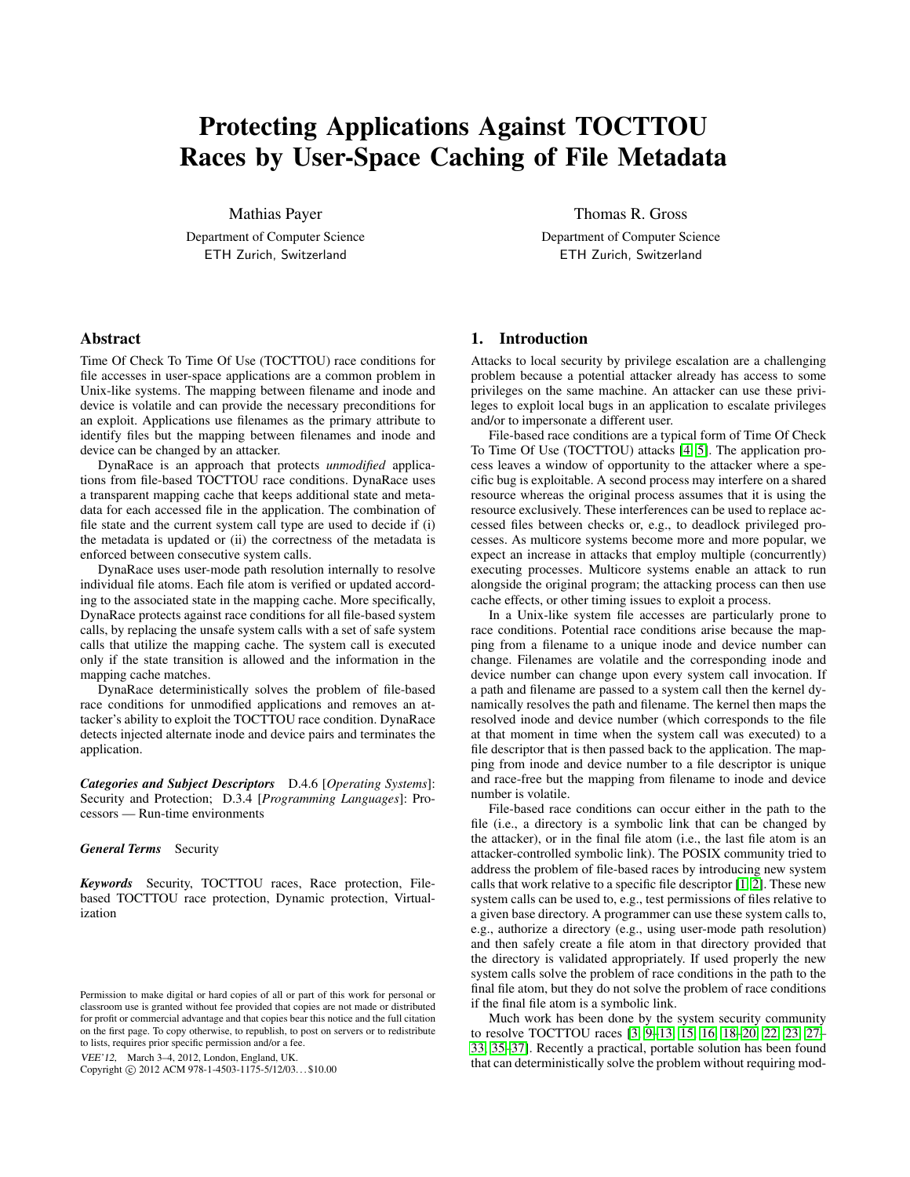# Protecting Applications Against TOCTTOU Races by User-Space Caching of File Metadata

Mathias Payer
Department of Computer Science
ETH Zurich, Switzerland

Thomas R. Gross
Department of Computer Science
ETH Zurich, Switzerland

## Abstract

Time Of Check To Time Of Use (TOCTTOU) race conditions for file accesses in user-space applications are a common problem in Unix-like systems. The mapping between filename and inode and device is volatile and can provide the necessary preconditions for an exploit. Applications use filenames as the primary attribute to identify files but the mapping between filenames and inode and device can be changed by an attacker.

DynaRace is an approach that protects *unmodified* applications from file-based TOCTTOU race conditions. DynaRace uses a transparent mapping cache that keeps additional state and metadata for each accessed file in the application. The combination of file state and the current system call type are used to decide if (i) the metadata is updated or (ii) the correctness of the metadata is enforced between consecutive system calls.

DynaRace uses user-mode path resolution internally to resolve individual file atoms. Each file atom is verified or updated according to the associated state in the mapping cache. More specifically, DynaRace protects against race conditions for all file-based system calls, by replacing the unsafe system calls with a set of safe system calls that utilize the mapping cache. The system call is executed only if the state transition is allowed and the information in the mapping cache matches.

DynaRace deterministically solves the problem of file-based race conditions for unmodified applications and removes an attacker's ability to exploit the TOCTTOU race condition. DynaRace detects injected alternate inode and device pairs and terminates the application.

***Categories and Subject Descriptors*** D.4.6 [*Operating Systems*]: Security and Protection; D.3.4 [*Programming Languages*]: Processors — Run-time environments

***General Terms*** Security

***Keywords*** Security, TOCTTOU races, Race protection, File-based TOCTTOU race protection, Dynamic protection, Virtualization

Permission to make digital or hard copies of all or part of this work for personal or classroom use is granted without fee provided that copies are not made or distributed for profit or commercial advantage and that copies bear this notice and the full citation on the first page. To copy otherwise, to republish, to post on servers or to redistribute to lists, requires prior specific permission and/or a fee.

*VEE'12,* March 3–4, 2012, London, England, UK.
Copyright © 2012 ACM 978-1-4503-1175-5/12/03...$10.00

## 1. Introduction

Attacks to local security by privilege escalation are a challenging problem because a potential attacker already has access to some privileges on the same machine. An attacker can use these privileges to exploit local bugs in an application to escalate privileges and/or to impersonate a different user.

File-based race conditions are a typical form of Time Of Check To Time Of Use (TOCTTOU) attacks [4, 5]. The application process leaves a window of opportunity to the attacker where a specific bug is exploitable. A second process may interfere on a shared resource whereas the original process assumes that it is using the resource exclusively. These interferences can be used to replace accessed files between checks or, e.g., to deadlock privileged processes. As multicore systems become more and more popular, we expect an increase in attacks that employ multiple (concurrently) executing processes. Multicore systems enable an attack to run alongside the original program; the attacking process can then use cache effects, or other timing issues to exploit a process.

In a Unix-like system file accesses are particularly prone to race conditions. Potential race conditions arise because the mapping from a filename to a unique inode and device number can change. Filenames are volatile and the corresponding inode and device number can change upon every system call invocation. If a path and filename are passed to a system call then the kernel dynamically resolves the path and filename. The kernel then maps the resolved inode and device number (which corresponds to the file at that moment in time when the system call was executed) to a file descriptor that is then passed back to the application. The mapping from inode and device number to a file descriptor is unique and race-free but the mapping from filename to inode and device number is volatile.

File-based race conditions can occur either in the path to the file (i.e., a directory is a symbolic link that can be changed by the attacker), or in the final file atom (i.e., the last file atom is an attacker-controlled symbolic link). The POSIX community tried to address the problem of file-based races by introducing new system calls that work relative to a specific file descriptor [1, 2]. These new system calls can be used to, e.g., test permissions of files relative to a given base directory. A programmer can use these system calls to, e.g., authorize a directory (e.g., using user-mode path resolution) and then safely create a file atom in that directory provided that the directory is validated appropriately. If used properly the new system calls solve the problem of race conditions in the path to the final file atom, but they do not solve the problem of race conditions if the final file atom is a symbolic link.

Much work has been done by the system security community to resolve TOCTTOU races [3, 9–13, 15, 16, 18–20, 22, 23, 27–33, 35–37]. Recently a practical, portable solution has been found that can deterministically solve the problem without requiring mod-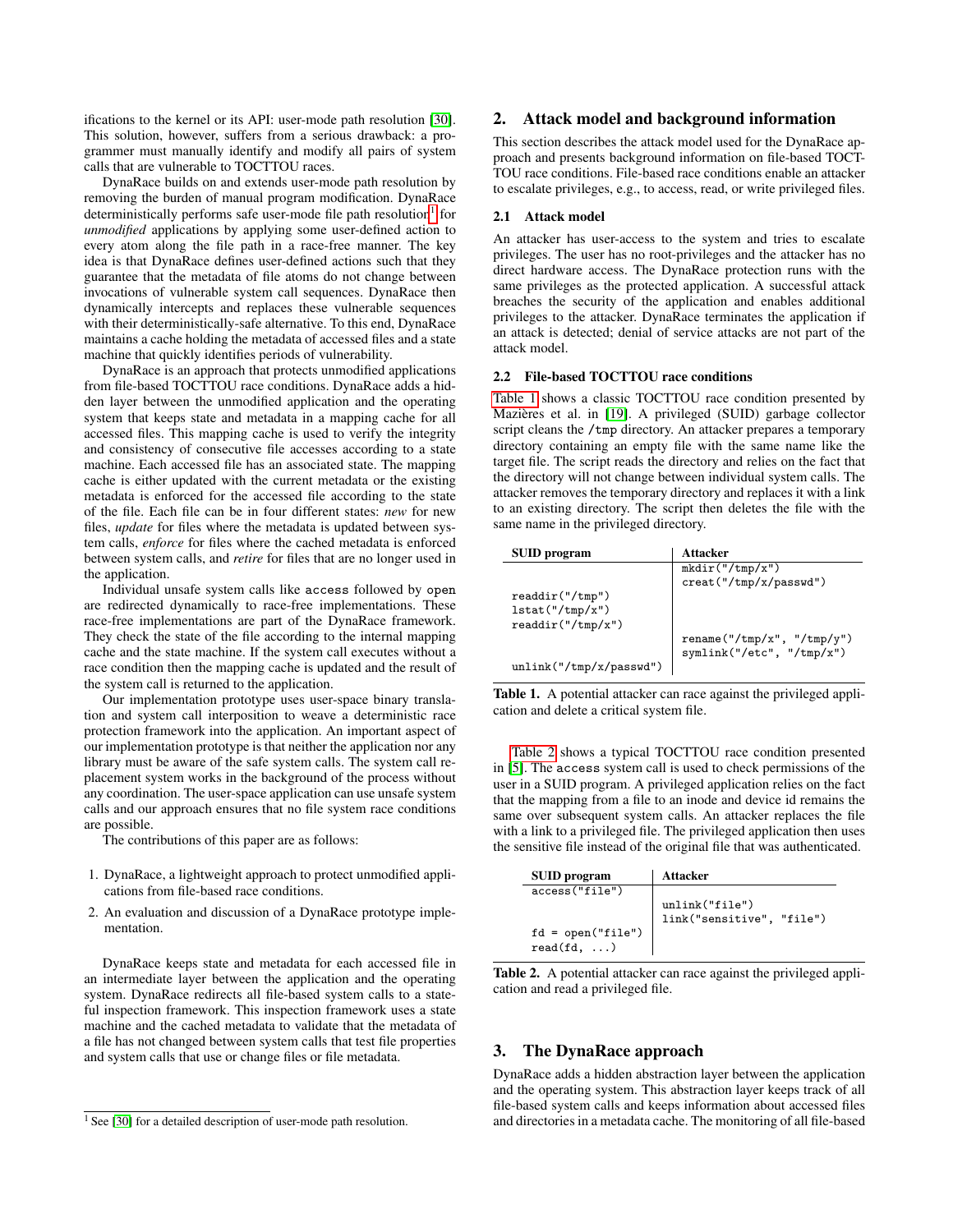ifications to the kernel or its API: user-mode path resolution [30]. This solution, however, suffers from a serious drawback: a programmer must manually identify and modify all pairs of system calls that are vulnerable to TOCTTOU races.

DynaRace builds on and extends user-mode path resolution by removing the burden of manual program modification. DynaRace deterministically performs safe user-mode file path resolution[1] for *unmodified* applications by applying some user-defined action to every atom along the file path in a race-free manner. The key idea is that DynaRace defines user-defined actions such that they guarantee that the metadata of file atoms do not change between invocations of vulnerable system call sequences. DynaRace then dynamically intercepts and replaces these vulnerable sequences with their deterministically-safe alternative. To this end, DynaRace maintains a cache holding the metadata of accessed files and a state machine that quickly identifies periods of vulnerability.

DynaRace is an approach that protects unmodified applications from file-based TOCTTOU race conditions. DynaRace adds a hidden layer between the unmodified application and the operating system that keeps state and metadata in a mapping cache for all accessed files. This mapping cache is used to verify the integrity and consistency of consecutive file accesses according to a state machine. Each accessed file has an associated state. The mapping cache is either updated with the current metadata or the existing metadata is enforced for the accessed file according to the state of the file. Each file can be in four different states: *new* for new files, *update* for files where the metadata is updated between system calls, *enforce* for files where the cached metadata is enforced between system calls, and *retire* for files that are no longer used in the application.

Individual unsafe system calls like `access` followed by `open` are redirected dynamically to race-free implementations. These race-free implementations are part of the DynaRace framework. They check the state of the file according to the internal mapping cache and the state machine. If the system call executes without a race condition then the mapping cache is updated and the result of the system call is returned to the application.

Our implementation prototype uses user-space binary translation and system call interposition to weave a deterministic race protection framework into the application. An important aspect of our implementation prototype is that neither the application nor any library must be aware of the safe system calls. The system call replacement system works in the background of the process without any coordination. The user-space application can use unsafe system calls and our approach ensures that no file system race conditions are possible.

The contributions of this paper are as follows:

1. DynaRace, a lightweight approach to protect unmodified applications from file-based race conditions.
2. An evaluation and discussion of a DynaRace prototype implementation.

DynaRace keeps state and metadata for each accessed file in an intermediate layer between the application and the operating system. DynaRace redirects all file-based system calls to a stateful inspection framework. This inspection framework uses a state machine and the cached metadata to validate that the metadata of a file has not changed between system calls that test file properties and system calls that use or change files or file metadata.

[1] See [30] for a detailed description of user-mode path resolution.

## 2. Attack model and background information

This section describes the attack model used for the DynaRace approach and presents background information on file-based TOCTTOU race conditions. File-based race conditions enable an attacker to escalate privileges, e.g., to access, read, or write privileged files.

### 2.1 Attack model

An attacker has user-access to the system and tries to escalate privileges. The user has no root-privileges and the attacker has no direct hardware access. The DynaRace protection runs with the same privileges as the protected application. A successful attack breaches the security of the application and enables additional privileges to the attacker. DynaRace terminates the application if an attack is detected; denial of service attacks are not part of the attack model.

### 2.2 File-based TOCTTOU race conditions

Table 1 shows a classic TOCTTOU race condition presented by Mazières et al. in [19]. A privileged (SUID) garbage collector script cleans the `/tmp` directory. An attacker prepares a temporary directory containing an empty file with the same name like the target file. The script reads the directory and relies on the fact that the directory will not change between individual system calls. The attacker removes the temporary directory and replaces it with a link to an existing directory. The script then deletes the file with the same name in the privileged directory.

| SUID program | Attacker |
|---|---|
| | `mkdir("/tmp/x")`<br>`creat("/tmp/x/passwd")` |
| `readdir("/tmp")`<br>`lstat("/tmp/x")`<br>`readdir("/tmp/x")` | |
| | `rename("/tmp/x", "/tmp/y")`<br>`symlink("/etc", "/tmp/x")` |
| `unlink("/tmp/x/passwd")` | |

**Table 1.** A potential attacker can race against the privileged application and delete a critical system file.

Table 2 shows a typical TOCTTOU race condition presented in [5]. The `access` system call is used to check permissions of the user in a SUID program. A privileged application relies on the fact that the mapping from a file to an inode and device id remains the same over subsequent system calls. An attacker replaces the file with a link to a privileged file. The privileged application then uses the sensitive file instead of the original file that was authenticated.

| SUID program | Attacker |
|---|---|
| `access("file")` | |
| | `unlink("file")`<br>`link("sensitive", "file")` |
| `fd = open("file")`<br>`read(fd, ...)` | |

**Table 2.** A potential attacker can race against the privileged application and read a privileged file.

## 3. The DynaRace approach

DynaRace adds a hidden abstraction layer between the application and the operating system. This abstraction layer keeps track of all file-based system calls and keeps information about accessed files and directories in a metadata cache. The monitoring of all file-based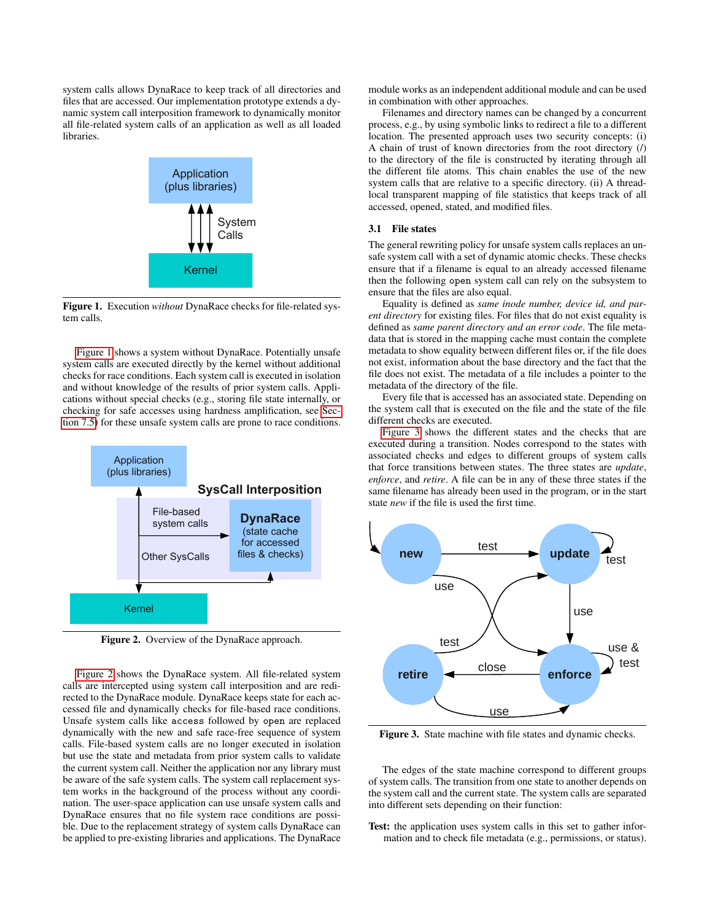system calls allows DynaRace to keep track of all directories and files that are accessed. Our implementation prototype extends a dynamic system call interposition framework to dynamically monitor all file-related system calls of an application as well as all loaded libraries.

Application
(plus libraries)

System
Calls

Kernel

**Figure 1.** Execution *without* DynaRace checks for file-related system calls.

Figure 1 shows a system without DynaRace. Potentially unsafe system calls are executed directly by the kernel without additional checks for race conditions. Each system call is executed in isolation and without knowledge of the results of prior system calls. Applications without special checks (e.g., storing file state internally, or checking for safe accesses using hardness amplification, see Section 7.5) for these unsafe system calls are prone to race conditions.

Application
(plus libraries)

SysCall Interposition

File-based
system calls

Other SysCalls

DynaRace
(state cache
for accessed
files & checks)

Kernel

**Figure 2.** Overview of the DynaRace approach.

Figure 2 shows the DynaRace system. All file-related system calls are intercepted using system call interposition and are redirected to the DynaRace module. DynaRace keeps state for each accessed file and dynamically checks for file-based race conditions. Unsafe system calls like `access` followed by `open` are replaced dynamically with the new and safe race-free sequence of system calls. File-based system calls are no longer executed in isolation but use the state and metadata from prior system calls to validate the current system call. Neither the application nor any library must be aware of the safe system calls. The system call replacement system works in the background of the process without any coordination. The user-space application can use unsafe system calls and DynaRace ensures that no file system race conditions are possible. Due to the replacement strategy of system calls DynaRace can be applied to pre-existing libraries and applications. The DynaRace module works as an independent additional module and can be used in combination with other approaches.

Filenames and directory names can be changed by a concurrent process, e.g., by using symbolic links to redirect a file to a different location. The presented approach uses two security concepts: (i) A chain of trust of known directories from the root directory (/) to the directory of the file is constructed by iterating through all the different file atoms. This chain enables the use of the new system calls that are relative to a specific directory. (ii) A thread-local transparent mapping of file statistics that keeps track of all accessed, opened, stated, and modified files.

### 3.1 File states

The general rewriting policy for unsafe system calls replaces an unsafe system call with a set of dynamic atomic checks. These checks ensure that if a filename is equal to an already accessed filename then the following `open` system call can rely on the subsystem to ensure that the files are also equal.

Equality is defined as *same inode number, device id, and parent directory* for existing files. For files that do not exist equality is defined as *same parent directory and an error code*. The file metadata that is stored in the mapping cache must contain the complete metadata to show equality between different files or, if the file does not exist, information about the base directory and the fact that the file does not exist. The metadata of a file includes a pointer to the metadata of the directory of the file.

Every file that is accessed has an associated state. Depending on the system call that is executed on the file and the state of the file different checks are executed.

Figure 3 shows the different states and the checks that are executed during a transition. Nodes correspond to the states with associated checks and edges to different groups of system calls that force transitions between states. The three states are *update*, *enforce*, and *retire*. A file can be in any of these three states if the same filename has already been used in the program, or in the start state *new* if the file is used the first time.

new
test
update
test
use
use
test
use &
test
retire
close
enforce
use

**Figure 3.** State machine with file states and dynamic checks.

The edges of the state machine correspond to different groups of system calls. The transition from one state to another depends on the system call and the current state. The system calls are separated into different sets depending on their function:

**Test:** the application uses system calls in this set to gather information and to check file metadata (e.g., permissions, or status).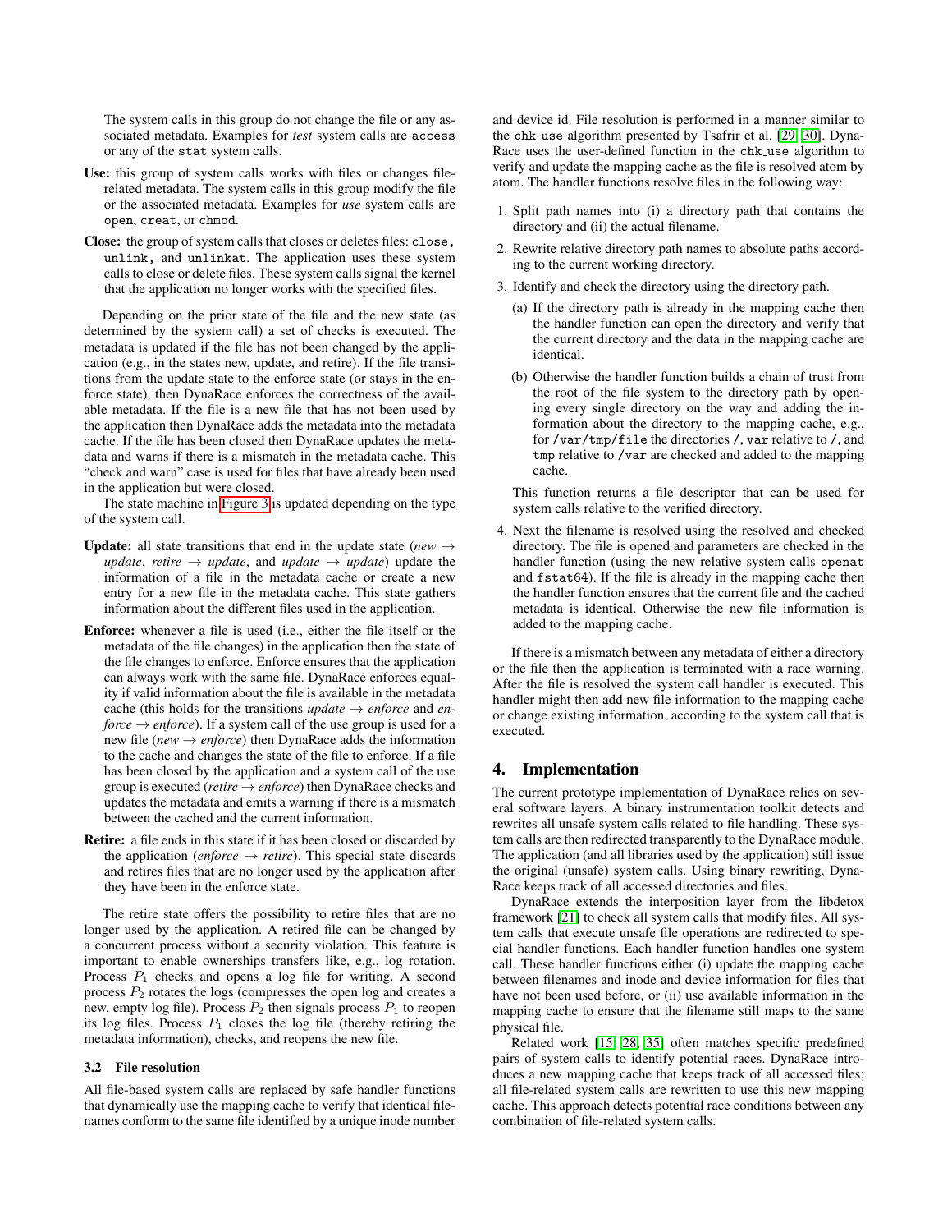The system calls in this group do not change the file or any associated metadata. Examples for *test* system calls are `access` or any of the `stat` system calls.

**Use:** this group of system calls works with files or changes file-related metadata. The system calls in this group modify the file or the associated metadata. Examples for *use* system calls are `open`, `creat`, or `chmod`.

**Close:** the group of system calls that closes or deletes files: `close`, `unlink`, and `unlinkat`. The application uses these system calls to close or delete files. These system calls signal the kernel that the application no longer works with the specified files.

Depending on the prior state of the file and the new state (as determined by the system call) a set of checks is executed. The metadata is updated if the file has not been changed by the application (e.g., in the states new, update, and retire). If the file transitions from the update state to the enforce state (or stays in the enforce state), then DynaRace enforces the correctness of the available metadata. If the file is a new file that has not been used by the application then DynaRace adds the metadata into the metadata cache. If the file has been closed then DynaRace updates the metadata and warns if there is a mismatch in the metadata cache. This "check and warn" case is used for files that have already been used in the application but were closed.

The state machine in Figure 3 is updated depending on the type of the system call.

**Update:** all state transitions that end in the update state (*new* $\rightarrow$ *update*, *retire* $\rightarrow$ *update*, and *update* $\rightarrow$ *update*) update the information of a file in the metadata cache or create a new entry for a new file in the metadata cache. This state gathers information about the different files used in the application.

**Enforce:** whenever a file is used (i.e., either the file itself or the metadata of the file changes) in the application then the state of the file changes to enforce. Enforce ensures that the application can always work with the same file. DynaRace enforces equality if valid information about the file is available in the metadata cache (this holds for the transitions *update* $\rightarrow$ *enforce* and *enforce* $\rightarrow$ *enforce*). If a system call of the use group is used for a new file (*new* $\rightarrow$ *enforce*) then DynaRace adds the information to the cache and changes the state of the file to enforce. If a file has been closed by the application and a system call of the use group is executed (*retire* $\rightarrow$ *enforce*) then DynaRace checks and updates the metadata and emits a warning if there is a mismatch between the cached and the current information.

**Retire:** a file ends in this state if it has been closed or discarded by the application (*enforce* $\rightarrow$ *retire*). This special state discards and retires files that are no longer used by the application after they have been in the enforce state.

The retire state offers the possibility to retire files that are no longer used by the application. A retired file can be changed by a concurrent process without a security violation. This feature is important to enable ownerships transfers like, e.g., log rotation. Process $P_1$ checks and opens a log file for writing. A second process $P_2$ rotates the logs (compresses the open log and creates a new, empty log file). Process $P_2$ then signals process $P_1$ to reopen its log files. Process $P_1$ closes the log file (thereby retiring the metadata information), checks, and reopens the new file.

### 3.2 File resolution

All file-based system calls are replaced by safe handler functions that dynamically use the mapping cache to verify that identical filenames conform to the same file identified by a unique inode number and device id. File resolution is performed in a manner similar to the `chk_use` algorithm presented by Tsafrir et al. [29, 30]. DynaRace uses the user-defined function in the `chk_use` algorithm to verify and update the mapping cache as the file is resolved atom by atom. The handler functions resolve files in the following way:

1. Split path names into (i) a directory path that contains the directory and (ii) the actual filename.
2. Rewrite relative directory path names to absolute paths according to the current working directory.
3. Identify and check the directory using the directory path.
   (a) If the directory path is already in the mapping cache then the handler function can open the directory and verify that the current directory and the data in the mapping cache are identical.
   (b) Otherwise the handler function builds a chain of trust from the root of the file system to the directory path by opening every single directory on the way and adding the information about the directory to the mapping cache, e.g., for `/var/tmp/file` the directories `/`, `var` relative to `/`, and `tmp` relative to `/var` are checked and added to the mapping cache.

   This function returns a file descriptor that can be used for system calls relative to the verified directory.
4. Next the filename is resolved using the resolved and checked directory. The file is opened and parameters are checked in the handler function (using the new relative system calls `openat` and `fstat64`). If the file is already in the mapping cache then the handler function ensures that the current file and the cached metadata is identical. Otherwise the new file information is added to the mapping cache.

If there is a mismatch between any metadata of either a directory or the file then the application is terminated with a race warning. After the file is resolved the system call handler is executed. This handler might then add new file information to the mapping cache or change existing information, according to the system call that is executed.

## 4. Implementation

The current prototype implementation of DynaRace relies on several software layers. A binary instrumentation toolkit detects and rewrites all unsafe system calls related to file handling. These system calls are then redirected transparently to the DynaRace module. The application (and all libraries used by the application) still issue the original (unsafe) system calls. Using binary rewriting, DynaRace keeps track of all accessed directories and files.

DynaRace extends the interposition layer from the libdetox framework [21] to check all system calls that modify files. All system calls that execute unsafe file operations are redirected to special handler functions. Each handler function handles one system call. These handler functions either (i) update the mapping cache between filenames and inode and device information for files that have not been used before, or (ii) use available information in the mapping cache to ensure that the filename still maps to the same physical file.

Related work [15, 28, 35] often matches specific predefined pairs of system calls to identify potential races. DynaRace introduces a new mapping cache that keeps track of all accessed files; all file-related system calls are rewritten to use this new mapping cache. This approach detects potential race conditions between any combination of file-related system calls.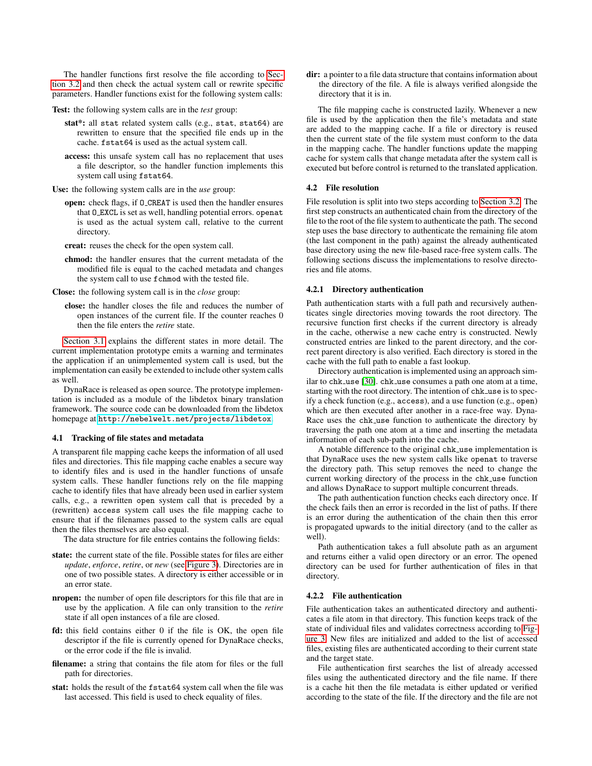The handler functions first resolve the file according to Section 3.2 and then check the actual system call or rewrite specific parameters. Handler functions exist for the following system calls:

**Test:** the following system calls are in the *test* group:

- **stat*:** all `stat` related system calls (e.g., `stat`, `stat64`) are rewritten to ensure that the specified file ends up in the cache. `fstat64` is used as the actual system call.
- **access:** this unsafe system call has no replacement that uses a file descriptor, so the handler function implements this system call using `fstat64`.

**Use:** the following system calls are in the *use* group:

- **open:** check flags, if `O_CREAT` is used then the handler ensures that `O_EXCL` is set as well, handling potential errors. `openat` is used as the actual system call, relative to the current directory.
- **creat:** reuses the check for the open system call.
- **chmod:** the handler ensures that the current metadata of the modified file is equal to the cached metadata and changes the system call to use `fchmod` with the tested file.

**Close:** the following system call is in the *close* group:

- **close:** the handler closes the file and reduces the number of open instances of the current file. If the counter reaches 0 then the file enters the *retire* state.

Section 3.1 explains the different states in more detail. The current implementation prototype emits a warning and terminates the application if an unimplemented system call is used, but the implementation can easily be extended to include other system calls as well.

DynaRace is released as open source. The prototype implementation is included as a module of the libdetox binary translation framework. The source code can be downloaded from the libdetox homepage at http://nebelwelt.net/projects/libdetox.

### 4.1 Tracking of file states and metadata

A transparent file mapping cache keeps the information of all used files and directories. This file mapping cache enables a secure way to identify files and is used in the handler functions of unsafe system calls. These handler functions rely on the file mapping cache to identify files that have already been used in earlier system calls, e.g., a rewritten `open` system call that is preceded by a (rewritten) `access` system call uses the file mapping cache to ensure that if the filenames passed to the system calls are equal then the files themselves are also equal.

The data structure for file entries contains the following fields:

**state:** the current state of the file. Possible states for files are either *update*, *enforce*, *retire*, or *new* (see Figure 3). Directories are in one of two possible states. A directory is either accessible or in an error state.

**nropen:** the number of open file descriptors for this file that are in use by the application. A file can only transition to the *retire* state if all open instances of a file are closed.

**fd:** this field contains either 0 if the file is OK, the open file descriptor if the file is currently opened for DynaRace checks, or the error code if the file is invalid.

**filename:** a string that contains the file atom for files or the full path for directories.

**stat:** holds the result of the `fstat64` system call when the file was last accessed. This field is used to check equality of files.

**dir:** a pointer to a file data structure that contains information about the directory of the file. A file is always verified alongside the directory that it is in.

The file mapping cache is constructed lazily. Whenever a new file is used by the application then the file's metadata and state are added to the mapping cache. If a file or directory is reused then the current state of the file system must conform to the data in the mapping cache. The handler functions update the mapping cache for system calls that change metadata after the system call is executed but before control is returned to the translated application.

### 4.2 File resolution

File resolution is split into two steps according to Section 3.2. The first step constructs an authenticated chain from the directory of the file to the root of the file system to authenticate the path. The second step uses the base directory to authenticate the remaining file atom (the last component in the path) against the already authenticated base directory using the new file-based race-free system calls. The following sections discuss the implementations to resolve directories and file atoms.

#### 4.2.1 Directory authentication

Path authentication starts with a full path and recursively authenticates single directories moving towards the root directory. The recursive function first checks if the current directory is already in the cache, otherwise a new cache entry is constructed. Newly constructed entries are linked to the parent directory, and the correct parent directory is also verified. Each directory is stored in the cache with the full path to enable a fast lookup.

Directory authentication is implemented using an approach similar to chk_use [30]. chk_use consumes a path one atom at a time, starting with the root directory. The intention of chk_use is to specify a check function (e.g., `access`), and a use function (e.g., `open`) which are then executed after another in a race-free way. DynaRace uses the chk_use function to authenticate the directory by traversing the path one atom at a time and inserting the metadata information of each sub-path into the cache.

A notable difference to the original chk_use implementation is that DynaRace uses the new system calls like `openat` to traverse the directory path. This setup removes the need to change the current working directory of the process in the chk_use function and allows DynaRace to support multiple concurrent threads.

The path authentication function checks each directory once. If the check fails then an error is recorded in the list of paths. If there is an error during the authentication of the chain then this error is propagated upwards to the initial directory (and to the caller as well).

Path authentication takes a full absolute path as an argument and returns either a valid open directory or an error. The opened directory can be used for further authentication of files in that directory.

#### 4.2.2 File authentication

File authentication takes an authenticated directory and authenticates a file atom in that directory. This function keeps track of the state of individual files and validates correctness according to Figure 3. New files are initialized and added to the list of accessed files, existing files are authenticated according to their current state and the target state.

File authentication first searches the list of already accessed files using the authenticated directory and the file name. If there is a cache hit then the file metadata is either updated or verified according to the state of the file. If the directory and the file are not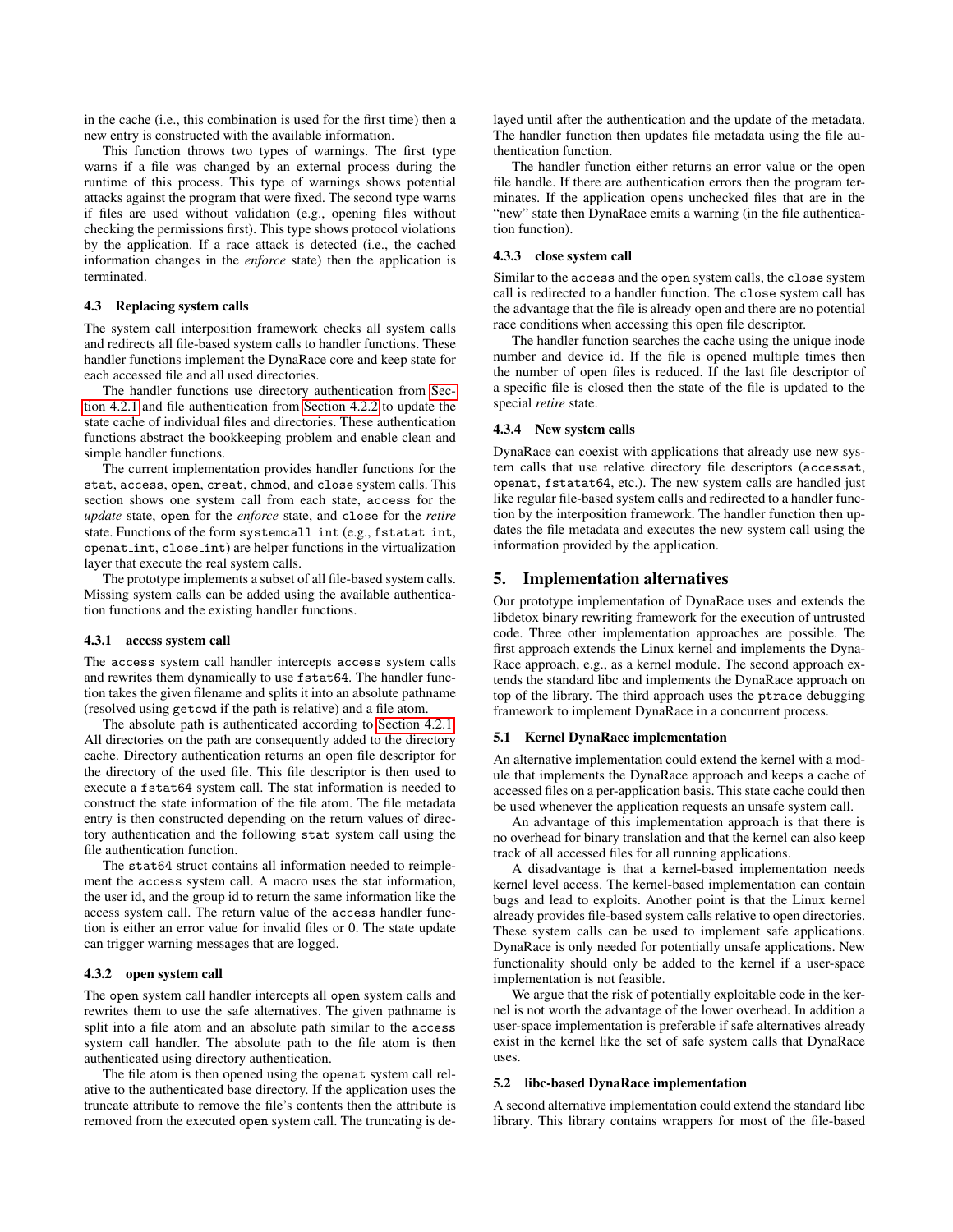in the cache (i.e., this combination is used for the first time) then a new entry is constructed with the available information.

This function throws two types of warnings. The first type warns if a file was changed by an external process during the runtime of this process. This type of warnings shows potential attacks against the program that were fixed. The second type warns if files are used without validation (e.g., opening files without checking the permissions first). This type shows protocol violations by the application. If a race attack is detected (i.e., the cached information changes in the *enforce* state) then the application is terminated.

### 4.3 Replacing system calls

The system call interposition framework checks all system calls and redirects all file-based system calls to handler functions. These handler functions implement the DynaRace core and keep state for each accessed file and all used directories.

The handler functions use directory authentication from Section 4.2.1 and file authentication from Section 4.2.2 to update the state cache of individual files and directories. These authentication functions abstract the bookkeeping problem and enable clean and simple handler functions.

The current implementation provides handler functions for the `stat`, `access`, `open`, `creat`, `chmod`, and `close` system calls. This section shows one system call from each state, `access` for the *update* state, `open` for the *enforce* state, and `close` for the *retire* state. Functions of the form `systemcall_int` (e.g., `fstatat_int`, `openat_int`, `close_int`) are helper functions in the virtualization layer that execute the real system calls.

The prototype implements a subset of all file-based system calls. Missing system calls can be added using the available authentication functions and the existing handler functions.

#### 4.3.1 access system call

The `access` system call handler intercepts `access` system calls and rewrites them dynamically to use `fstat64`. The handler function takes the given filename and splits it into an absolute pathname (resolved using `getcwd` if the path is relative) and a file atom.

The absolute path is authenticated according to Section 4.2.1. All directories on the path are consequently added to the directory cache. Directory authentication returns an open file descriptor for the directory of the used file. This file descriptor is then used to execute a `fstat64` system call. The stat information is needed to construct the state information of the file atom. The file metadata entry is then constructed depending on the return values of directory authentication and the following `stat` system call using the file authentication function.

The `stat64` struct contains all information needed to reimplement the `access` system call. A macro uses the stat information, the user id, and the group id to return the same information like the access system call. The return value of the `access` handler function is either an error value for invalid files or 0. The state update can trigger warning messages that are logged.

#### 4.3.2 open system call

The `open` system call handler intercepts all `open` system calls and rewrites them to use the safe alternatives. The given pathname is split into a file atom and an absolute path similar to the `access` system call handler. The absolute path to the file atom is then authenticated using directory authentication.

The file atom is then opened using the `openat` system call relative to the authenticated base directory. If the application uses the truncate attribute to remove the file's contents then the attribute is removed from the executed `open` system call. The truncating is delayed until after the authentication and the update of the metadata. The handler function then updates file metadata using the file authentication function.

The handler function either returns an error value or the open file handle. If there are authentication errors then the program terminates. If the application opens unchecked files that are in the "new" state then DynaRace emits a warning (in the file authentication function).

#### 4.3.3 close system call

Similar to the `access` and the `open` system calls, the `close` system call is redirected to a handler function. The `close` system call has the advantage that the file is already open and there are no potential race conditions when accessing this open file descriptor.

The handler function searches the cache using the unique inode number and device id. If the file is opened multiple times then the number of open files is reduced. If the last file descriptor of a specific file is closed then the state of the file is updated to the special *retire* state.

#### 4.3.4 New system calls

DynaRace can coexist with applications that already use new system calls that use relative directory file descriptors (`accessat`, `openat`, `fstatat64`, etc.). The new system calls are handled just like regular file-based system calls and redirected to a handler function by the interposition framework. The handler function then updates the file metadata and executes the new system call using the information provided by the application.

## 5. Implementation alternatives

Our prototype implementation of DynaRace uses and extends the libdetox binary rewriting framework for the execution of untrusted code. Three other implementation approaches are possible. The first approach extends the Linux kernel and implements the DynaRace approach, e.g., as a kernel module. The second approach extends the standard libc and implements the DynaRace approach on top of the library. The third approach uses the `ptrace` debugging framework to implement DynaRace in a concurrent process.

### 5.1 Kernel DynaRace implementation

An alternative implementation could extend the kernel with a module that implements the DynaRace approach and keeps a cache of accessed files on a per-application basis. This state cache could then be used whenever the application requests an unsafe system call.

An advantage of this implementation approach is that there is no overhead for binary translation and that the kernel can also keep track of all accessed files for all running applications.

A disadvantage is that a kernel-based implementation needs kernel level access. The kernel-based implementation can contain bugs and lead to exploits. Another point is that the Linux kernel already provides file-based system calls relative to open directories. These system calls can be used to implement safe applications. DynaRace is only needed for potentially unsafe applications. New functionality should only be added to the kernel if a user-space implementation is not feasible.

We argue that the risk of potentially exploitable code in the kernel is not worth the advantage of the lower overhead. In addition a user-space implementation is preferable if safe alternatives already exist in the kernel like the set of safe system calls that DynaRace uses.

### 5.2 libc-based DynaRace implementation

A second alternative implementation could extend the standard libc library. This library contains wrappers for most of the file-based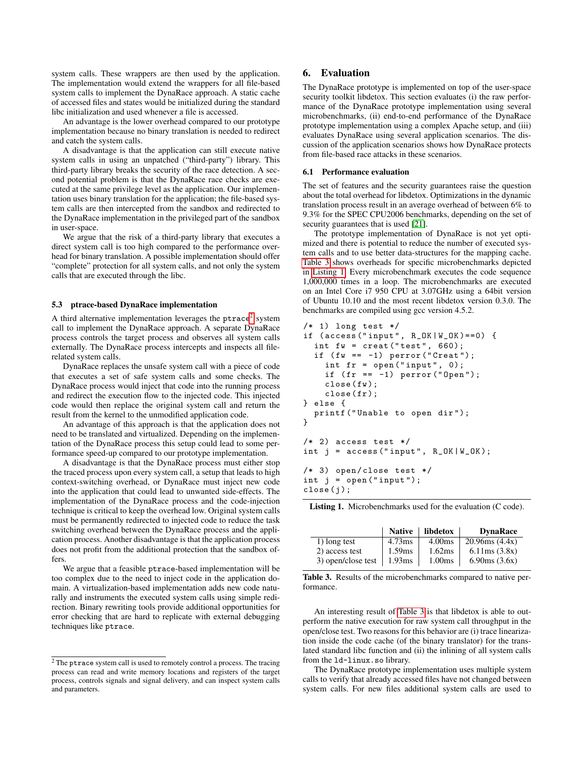system calls. These wrappers are then used by the application. The implementation would extend the wrappers for all file-based system calls to implement the DynaRace approach. A static cache of accessed files and states would be initialized during the standard libc initialization and used whenever a file is accessed.

An advantage is the lower overhead compared to our prototype implementation because no binary translation is needed to redirect and catch the system calls.

A disadvantage is that the application can still execute native system calls in using an unpatched ("third-party") library. This third-party library breaks the security of the race detection. A second potential problem is that the DynaRace race checks are executed at the same privilege level as the application. Our implementation uses binary translation for the application; the file-based system calls are then intercepted from the sandbox and redirected to the DynaRace implementation in the privileged part of the sandbox in user-space.

We argue that the risk of a third-party library that executes a direct system call is too high compared to the performance overhead for binary translation. A possible implementation should offer "complete" protection for all system calls, and not only the system calls that are executed through the libc.

### 5.3 ptrace-based DynaRace implementation

A third alternative implementation leverages the `ptrace`[2] system call to implement the DynaRace approach. A separate DynaRace process controls the target process and observes all system calls externally. The DynaRace process intercepts and inspects all file-related system calls.

DynaRace replaces the unsafe system call with a piece of code that executes a set of safe system calls and some checks. The DynaRace process would inject that code into the running process and redirect the execution flow to the injected code. This injected code would then replace the original system call and return the result from the kernel to the unmodified application code.

An advantage of this approach is that the application does not need to be translated and virtualized. Depending on the implementation of the DynaRace process this setup could lead to some performance speed-up compared to our prototype implementation.

A disadvantage is that the DynaRace process must either stop the traced process upon every system call, a setup that leads to high context-switching overhead, or DynaRace must inject new code into the application that could lead to unwanted side-effects. The implementation of the DynaRace process and the code-injection technique is critical to keep the overhead low. Original system calls must be permanently redirected to injected code to reduce the task switching overhead between the DynaRace process and the application process. Another disadvantage is that the application process does not profit from the additional protection that the sandbox offers.

We argue that a feasible `ptrace`-based implementation will be too complex due to the need to inject code in the application domain. A virtualization-based implementation adds new code naturally and instruments the executed system calls using simple redirection. Binary rewriting tools provide additional opportunities for error checking that are hard to replicate with external debugging techniques like `ptrace`.

[2] The `ptrace` system call is used to remotely control a process. The tracing process can read and write memory locations and registers of the target process, controls signals and signal delivery, and can inspect system calls and parameters.

## 6. Evaluation

The DynaRace prototype is implemented on top of the user-space security toolkit libdetox. This section evaluates (i) the raw performance of the DynaRace prototype implementation using several microbenchmarks, (ii) end-to-end performance of the DynaRace prototype implementation using a complex Apache setup, and (iii) evaluates DynaRace using several application scenarios. The discussion of the application scenarios shows how DynaRace protects from file-based race attacks in these scenarios.

### 6.1 Performance evaluation

The set of features and the security guarantees raise the question about the total overhead for libdetox. Optimizations in the dynamic translation process result in an average overhead of between 6% to 9.3% for the SPEC CPU2006 benchmarks, depending on the set of security guarantees that is used [21].

The prototype implementation of DynaRace is not yet optimized and there is potential to reduce the number of executed system calls and to use better data-structures for the mapping cache. Table 3 shows overheads for specific microbenchmarks depicted in Listing 1. Every microbenchmark executes the code sequence 1,000,000 times in a loop. The microbenchmarks are executed on an Intel Core i7 950 CPU at 3.07GHz using a 64bit version of Ubuntu 10.10 and the most recent libdetox version 0.3.0. The benchmarks are compiled using gcc version 4.5.2.

```
/* 1) long test */
if (access("input", R_OK|W_OK)==0) {
  int fw = creat("test", 660);
  if (fw == -1) perror("Creat");
    int fr = open("input", 0);
    if (fr == -1) perror("Open");
    close(fw);
    close(fr);
} else {
  printf("Unable to open dir");
}

/* 2) access test */
int j = access("input", R_OK|W_OK);

/* 3) open/close test */
int j = open("input");
close(j);
```

**Listing 1.** Microbenchmarks used for the evaluation (C code).

| | Native | libdetox | DynaRace |
|---|---|---|---|
| 1) long test | 4.73ms | 4.00ms | 20.96ms (4.4x) |
| 2) access test | 1.59ms | 1.62ms | 6.11ms (3.8x) |
| 3) open/close test | 1.93ms | 1.00ms | 6.90ms (3.6x) |

**Table 3.** Results of the microbenchmarks compared to native performance.

An interesting result of Table 3 is that libdetox is able to outperform the native execution for raw system call throughput in the open/close test. Two reasons for this behavior are (i) trace linearization inside the code cache (of the binary translator) for the translated standard libc function and (ii) the inlining of all system calls from the `ld-linux.so` library.

The DynaRace prototype implementation uses multiple system calls to verify that already accessed files have not changed between system calls. For new files additional system calls are used to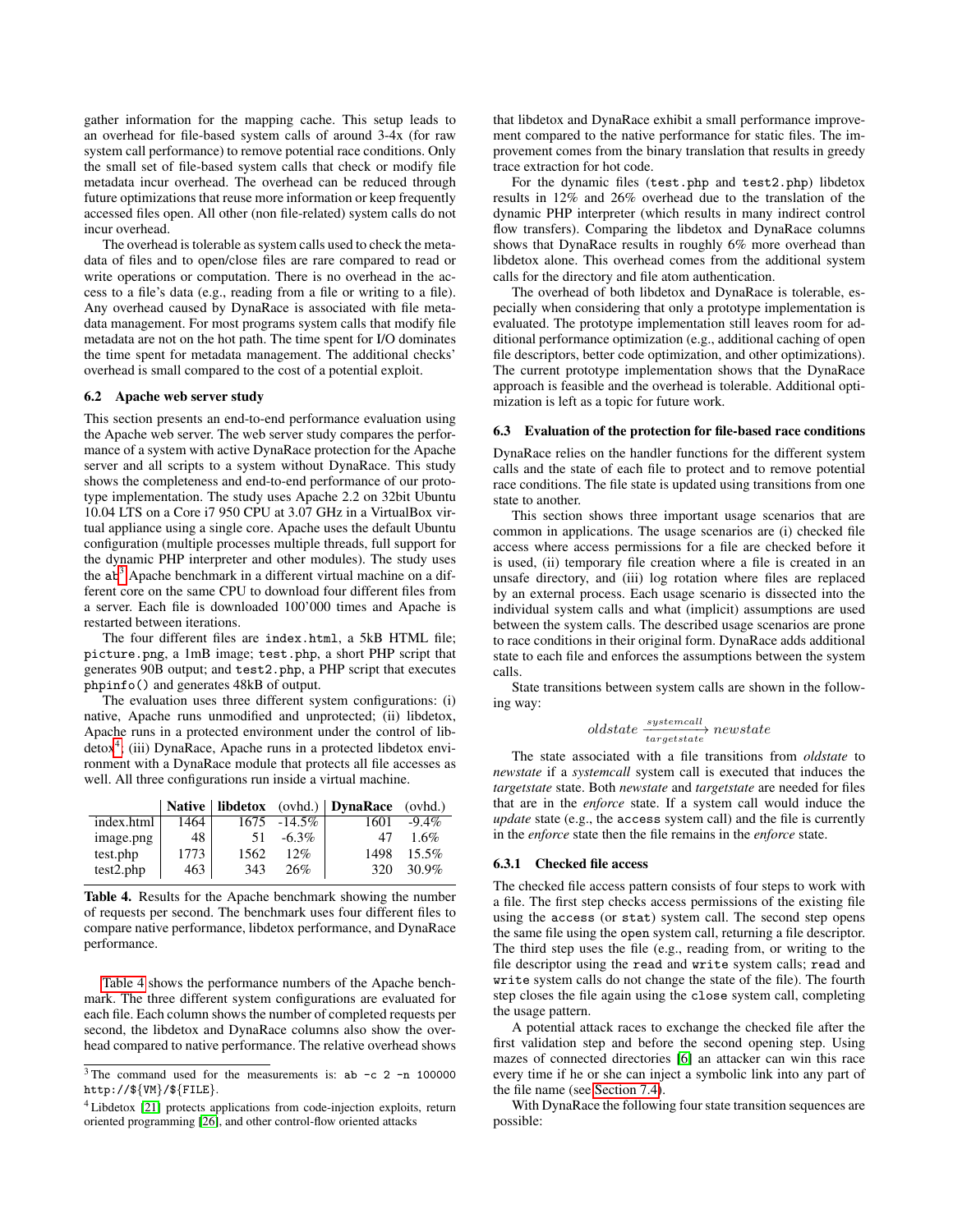gather information for the mapping cache. This setup leads to an overhead for file-based system calls of around 3-4x (for raw system call performance) to remove potential race conditions. Only the small set of file-based system calls that check or modify file metadata incur overhead. The overhead can be reduced through future optimizations that reuse more information or keep frequently accessed files open. All other (non file-related) system calls do not incur overhead.

The overhead is tolerable as system calls used to check the metadata of files and to open/close files are rare compared to read or write operations or computation. There is no overhead in the access to a file's data (e.g., reading from a file or writing to a file). Any overhead caused by DynaRace is associated with file metadata management. For most programs system calls that modify file metadata are not on the hot path. The time spent for I/O dominates the time spent for metadata management. The additional checks' overhead is small compared to the cost of a potential exploit.

### 6.2 Apache web server study

This section presents an end-to-end performance evaluation using the Apache web server. The web server study compares the performance of a system with active DynaRace protection for the Apache server and all scripts to a system without DynaRace. This study shows the completeness and end-to-end performance of our prototype implementation. The study uses Apache 2.2 on 32bit Ubuntu 10.04 LTS on a Core i7 950 CPU at 3.07 GHz in a VirtualBox virtual appliance using a single core. Apache uses the default Ubuntu configuration (multiple processes multiple threads, full support for the dynamic PHP interpreter and other modules). The study uses the `ab`[3] Apache benchmark in a different virtual machine on a different core on the same CPU to download four different files from a server. Each file is downloaded 100'000 times and Apache is restarted between iterations.

The four different files are `index.html`, a 5kB HTML file; `picture.png`, a 1mB image; `test.php`, a short PHP script that generates 90B output; and `test2.php`, a PHP script that executes `phpinfo()` and generates 48kB of output.

The evaluation uses three different system configurations: (i) native, Apache runs unmodified and unprotected; (ii) libdetox, Apache runs in a protected environment under the control of libdetox[4]; (iii) DynaRace, Apache runs in a protected libdetox environment with a DynaRace module that protects all file accesses as well. All three configurations run inside a virtual machine.

| | **Native** | **libdetox** | (ovhd.) | **DynaRace** | (ovhd.) |
|---|---|---|---|---|---|
| index.html | 1464 | 1675 | -14.5% | 1601 | -9.4% |
| image.png | 48 | 51 | -6.3% | 47 | 1.6% |
| test.php | 1773 | 1562 | 12% | 1498 | 15.5% |
| test2.php | 463 | 343 | 26% | 320 | 30.9% |

**Table 4.** Results for the Apache benchmark showing the number of requests per second. The benchmark uses four different files to compare native performance, libdetox performance, and DynaRace performance.

Table 4 shows the performance numbers of the Apache benchmark. The three different system configurations are evaluated for each file. Each column shows the number of completed requests per second, the libdetox and DynaRace columns also show the overhead compared to native performance. The relative overhead shows that libdetox and DynaRace exhibit a small performance improvement compared to the native performance for static files. The improvement comes from the binary translation that results in greedy trace extraction for hot code.

For the dynamic files (`test.php` and `test2.php`) libdetox results in 12% and 26% overhead due to the translation of the dynamic PHP interpreter (which results in many indirect control flow transfers). Comparing the libdetox and DynaRace columns shows that DynaRace results in roughly 6% more overhead than libdetox alone. This overhead comes from the additional system calls for the directory and file atom authentication.

The overhead of both libdetox and DynaRace is tolerable, especially when considering that only a prototype implementation is evaluated. The prototype implementation still leaves room for additional performance optimization (e.g., additional caching of open file descriptors, better code optimization, and other optimizations). The current prototype implementation shows that the DynaRace approach is feasible and the overhead is tolerable. Additional optimization is left as a topic for future work.

[3] The command used for the measurements is: `ab -c 2 -n 100000 http://${VM}/${FILE}`.

[4] Libdetox [21] protects applications from code-injection exploits, return oriented programming [26], and other control-flow oriented attacks

### 6.3 Evaluation of the protection for file-based race conditions

DynaRace relies on the handler functions for the different system calls and the state of each file to protect and to remove potential race conditions. The file state is updated using transitions from one state to another.

This section shows three important usage scenarios that are common in applications. The usage scenarios are (i) checked file access where access permissions for a file are checked before it is used, (ii) temporary file creation where a file is created in an unsafe directory, and (iii) log rotation where files are replaced by an external process. Each usage scenario is dissected into the individual system calls and what (implicit) assumptions are used between the system calls. The described usage scenarios are prone to race conditions in their original form. DynaRace adds additional state to each file and enforces the assumptions between the system calls.

State transitions between system calls are shown in the following way:

$$oldstate \xrightarrow[targetstate]{systemcall} newstate$$

The state associated with a file transitions from *oldstate* to *newstate* if a *systemcall* system call is executed that induces the *targetstate* state. Both *newstate* and *targetstate* are needed for files that are in the *enforce* state. If a system call would induce the *update* state (e.g., the `access` system call) and the file is currently in the *enforce* state then the file remains in the *enforce* state.

#### 6.3.1 Checked file access

The checked file access pattern consists of four steps to work with a file. The first step checks access permissions of the existing file using the `access` (or `stat`) system call. The second step opens the same file using the `open` system call, returning a file descriptor. The third step uses the file (e.g., reading from, or writing to the file descriptor using the `read` and `write` system calls; `read` and `write` system calls do not change the state of the file). The fourth step closes the file again using the `close` system call, completing the usage pattern.

A potential attack races to exchange the checked file after the first validation step and before the second opening step. Using mazes of connected directories [6] an attacker can win this race every time if he or she can inject a symbolic link into any part of the file name (see Section 7.4).

With DynaRace the following four state transition sequences are possible: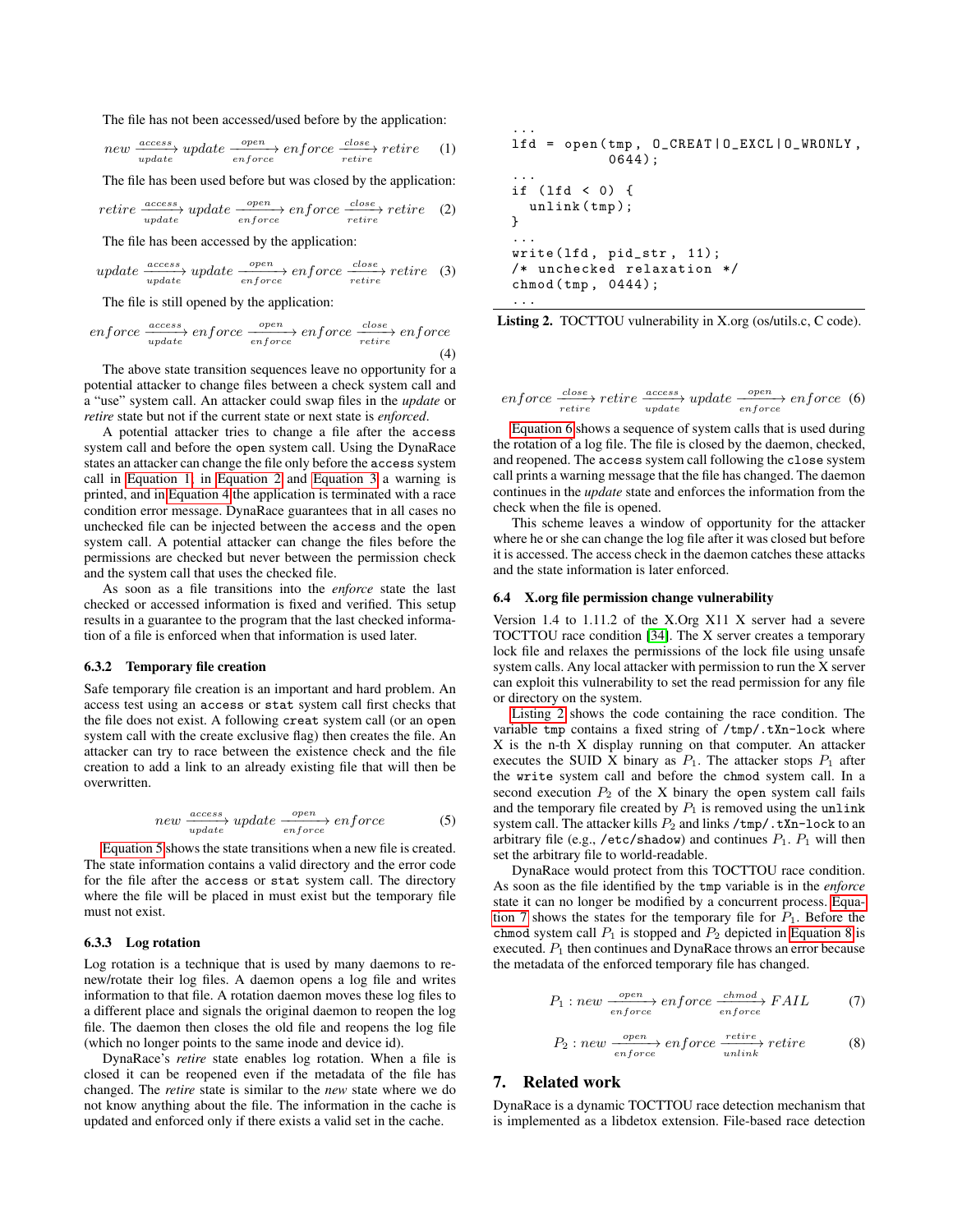The file has not been accessed/used before by the application:

$$new \xrightarrow[update]{access} update \xrightarrow[enforce]{open} enforce \xrightarrow[retire]{close} retire \quad (1)$$

The file has been used before but was closed by the application:

$$retire \xrightarrow[update]{access} update \xrightarrow[enforce]{open} enforce \xrightarrow[retire]{close} retire \quad (2)$$

The file has been accessed by the application:

$$update \xrightarrow[update]{access} update \xrightarrow[enforce]{open} enforce \xrightarrow[retire]{close} retire \quad (3)$$

The file is still opened by the application:

$$enforce \xrightarrow[update]{access} enforce \xrightarrow[enforce]{open} enforce \xrightarrow[retire]{close} enforce \quad (4)$$

The above state transition sequences leave no opportunity for a potential attacker to change files between a check system call and a "use" system call. An attacker could swap files in the *update* or *retire* state but not if the current state or next state is *enforced*.

A potential attacker tries to change a file after the `access` system call and before the `open` system call. Using the DynaRace states an attacker can change the file only before the `access` system call in Equation 1, in Equation 2 and Equation 3 a warning is printed, and in Equation 4 the application is terminated with a race condition error message. DynaRace guarantees that in all cases no unchecked file can be injected between the `access` and the `open` system call. A potential attacker can change the files before the permissions are checked but never between the permission check and the system call that uses the checked file.

As soon as a file transitions into the *enforce* state the last checked or accessed information is fixed and verified. This setup results in a guarantee to the program that the last checked information of a file is enforced when that information is used later.

### 6.3.2 Temporary file creation

Safe temporary file creation is an important and hard problem. An access test using an `access` or `stat` system call first checks that the file does not exist. A following `creat` system call (or an `open` system call with the create exclusive flag) then creates the file. An attacker can try to race between the existence check and the file creation to add a link to an already existing file that will then be overwritten.

$$new \xrightarrow[update]{access} update \xrightarrow[enforce]{open} enforce \quad (5)$$

Equation 5 shows the state transitions when a new file is created. The state information contains a valid directory and the error code for the file after the `access` or `stat` system call. The directory where the file will be placed in must exist but the temporary file must not exist.

### 6.3.3 Log rotation

Log rotation is a technique that is used by many daemons to renew/rotate their log files. A daemon opens a log file and writes information to that file. A rotation daemon moves these log files to a different place and signals the original daemon to reopen the log file. The daemon then closes the old file and reopens the log file (which no longer points to the same inode and device id).

DynaRace's *retire* state enables log rotation. When a file is closed it can be reopened even if the metadata of the file has changed. The *retire* state is similar to the *new* state where we do not know anything about the file. The information in the cache is updated and enforced only if there exists a valid set in the cache.

```
...
lfd = open(tmp, O_CREAT|O_EXCL|O_WRONLY,
           0644);
...
if (lfd < 0) {
  unlink(tmp);
}
...
write(lfd, pid_str, 11);
/* unchecked relaxation */
chmod(tmp, 0444);
...
```

**Listing 2.** TOCTTOU vulnerability in X.org (os/utils.c, C code).

$$enforce \xrightarrow[retire]{close} retire \xrightarrow[update]{access} update \xrightarrow[enforce]{open} enforce \quad (6)$$

Equation 6 shows a sequence of system calls that is used during the rotation of a log file. The file is closed by the daemon, checked, and reopened. The `access` system call following the `close` system call prints a warning message that the file has changed. The daemon continues in the *update* state and enforces the information from the check when the file is opened.

This scheme leaves a window of opportunity for the attacker where he or she can change the log file after it was closed but before it is accessed. The access check in the daemon catches these attacks and the state information is later enforced.

## 6.4 X.org file permission change vulnerability

Version 1.4 to 1.11.2 of the X.Org X11 X server had a severe TOCTTOU race condition [34]. The X server creates a temporary lock file and relaxes the permissions of the lock file using unsafe system calls. Any local attacker with permission to run the X server can exploit this vulnerability to set the read permission for any file or directory on the system.

Listing 2 shows the code containing the race condition. The variable `tmp` contains a fixed string of `/tmp/.tXn-lock` where X is the n-th X display running on that computer. An attacker executes the SUID X binary as $P_1$. The attacker stops $P_1$ after the `write` system call and before the `chmod` system call. In a second execution $P_2$ of the X binary the `open` system call fails and the temporary file created by $P_1$ is removed using the `unlink` system call. The attacker kills $P_2$ and links `/tmp/.tXn-lock` to an arbitrary file (e.g., `/etc/shadow`) and continues $P_1$. $P_1$ will then set the arbitrary file to world-readable.

DynaRace would protect from this TOCTTOU race condition. As soon as the file identified by the `tmp` variable is in the *enforce* state it can no longer be modified by a concurrent process. Equation 7 shows the states for the temporary file for $P_1$. Before the `chmod` system call $P_1$ is stopped and $P_2$ depicted in Equation 8 is executed. $P_1$ then continues and DynaRace throws an error because the metadata of the enforced temporary file has changed.

$$P_1 : new \xrightarrow[enforce]{open} enforce \xrightarrow[enforce]{chmod} FAIL \quad (7)$$

$$P_2 : new \xrightarrow[enforce]{open} enforce \xrightarrow[unlink]{retire} retire \quad (8)$$

# 7. Related work

DynaRace is a dynamic TOCTTOU race detection mechanism that is implemented as a libdetox extension. File-based race detection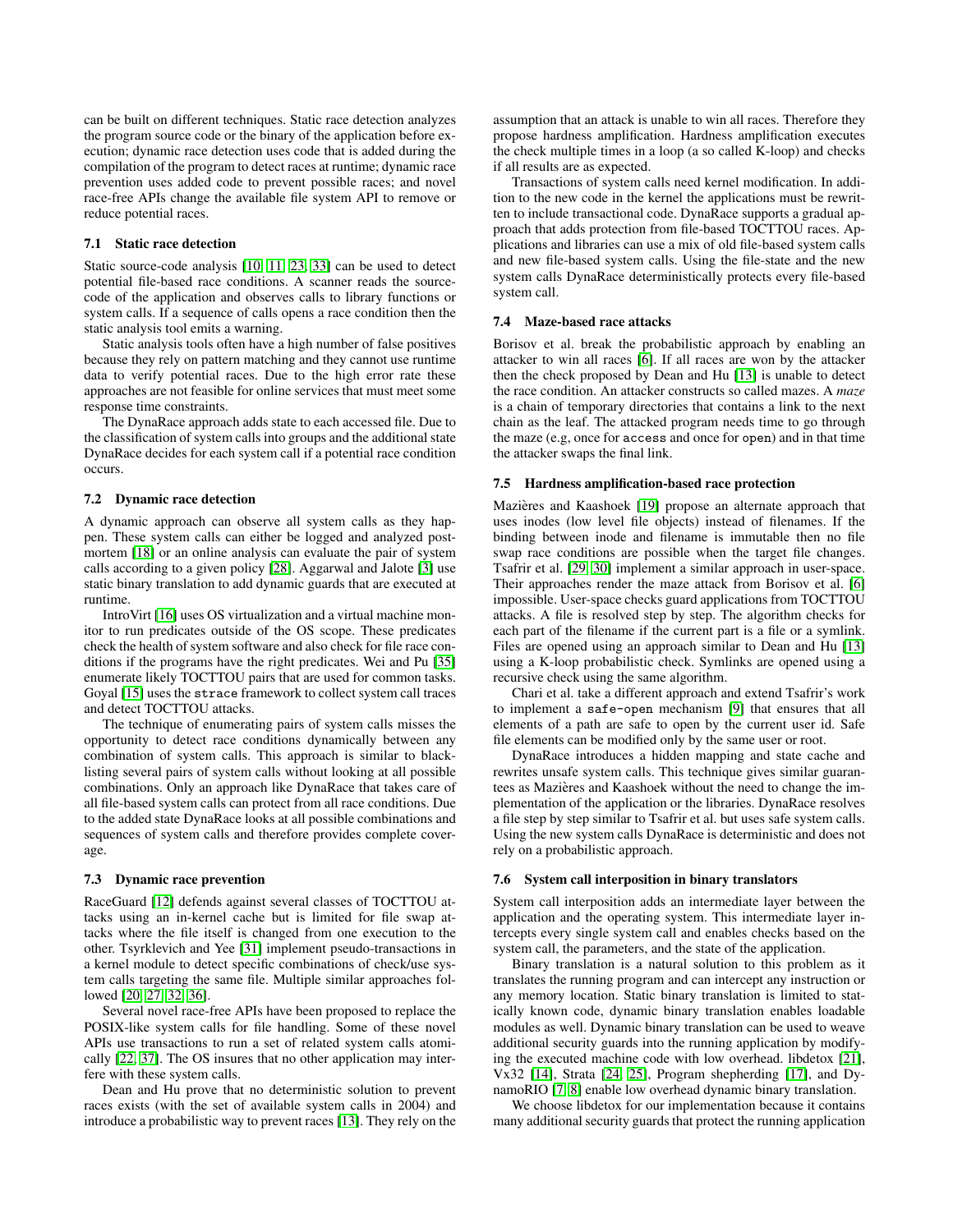can be built on different techniques. Static race detection analyzes the program source code or the binary of the application before execution; dynamic race detection uses code that is added during the compilation of the program to detect races at runtime; dynamic race prevention uses added code to prevent possible races; and novel race-free APIs change the available file system API to remove or reduce potential races.

### 7.1 Static race detection

Static source-code analysis [10, 11, 23, 33] can be used to detect potential file-based race conditions. A scanner reads the source-code of the application and observes calls to library functions or system calls. If a sequence of calls opens a race condition then the static analysis tool emits a warning.

Static analysis tools often have a high number of false positives because they rely on pattern matching and they cannot use runtime data to verify potential races. Due to the high error rate these approaches are not feasible for online services that must meet some response time constraints.

The DynaRace approach adds state to each accessed file. Due to the classification of system calls into groups and the additional state DynaRace decides for each system call if a potential race condition occurs.

### 7.2 Dynamic race detection

A dynamic approach can observe all system calls as they happen. These system calls can either be logged and analyzed post-mortem [18] or an online analysis can evaluate the pair of system calls according to a given policy [28]. Aggarwal and Jalote [3] use static binary translation to add dynamic guards that are executed at runtime.

IntroVirt [16] uses OS virtualization and a virtual machine monitor to run predicates outside of the OS scope. These predicates check the health of system software and also check for file race conditions if the programs have the right predicates. Wei and Pu [35] enumerate likely TOCTTOU pairs that are used for common tasks. Goyal [15] uses the `strace` framework to collect system call traces and detect TOCTTOU attacks.

The technique of enumerating pairs of system calls misses the opportunity to detect race conditions dynamically between any combination of system calls. This approach is similar to blacklisting several pairs of system calls without looking at all possible combinations. Only an approach like DynaRace that takes care of all file-based system calls can protect from all race conditions. Due to the added state DynaRace looks at all possible combinations and sequences of system calls and therefore provides complete coverage.

### 7.3 Dynamic race prevention

RaceGuard [12] defends against several classes of TOCTTOU attacks using an in-kernel cache but is limited for file swap attacks where the file itself is changed from one execution to the other. Tsyrklevich and Yee [31] implement pseudo-transactions in a kernel module to detect specific combinations of check/use system calls targeting the same file. Multiple similar approaches followed [20, 27, 32, 36].

Several novel race-free APIs have been proposed to replace the POSIX-like system calls for file handling. Some of these novel APIs use transactions to run a set of related system calls atomically [22, 37]. The OS insures that no other application may interfere with these system calls.

Dean and Hu prove that no deterministic solution to prevent races exists (with the set of available system calls in 2004) and introduce a probabilistic way to prevent races [13]. They rely on the assumption that an attack is unable to win all races. Therefore they propose hardness amplification. Hardness amplification executes the check multiple times in a loop (a so called K-loop) and checks if all results are as expected.

Transactions of system calls need kernel modification. In addition to the new code in the kernel the applications must be rewritten to include transactional code. DynaRace supports a gradual approach that adds protection from file-based TOCTTOU races. Applications and libraries can use a mix of old file-based system calls and new file-based system calls. Using the file-state and the new system calls DynaRace deterministically protects every file-based system call.

### 7.4 Maze-based race attacks

Borisov et al. break the probabilistic approach by enabling an attacker to win all races [6]. If all races are won by the attacker then the check proposed by Dean and Hu [13] is unable to detect the race condition. An attacker constructs so called mazes. A *maze* is a chain of temporary directories that contains a link to the next chain as the leaf. The attacked program needs time to go through the maze (e.g, once for `access` and once for `open`) and in that time the attacker swaps the final link.

### 7.5 Hardness amplification-based race protection

Mazières and Kaashoek [19] propose an alternate approach that uses inodes (low level file objects) instead of filenames. If the binding between inode and filename is immutable then no file swap race conditions are possible when the target file changes. Tsafrir et al. [29, 30] implement a similar approach in user-space. Their approaches render the maze attack from Borisov et al. [6] impossible. User-space checks guard applications from TOCTTOU attacks. A file is resolved step by step. The algorithm checks for each part of the filename if the current part is a file or a symlink. Files are opened using an approach similar to Dean and Hu [13] using a K-loop probabilistic check. Symlinks are opened using a recursive check using the same algorithm.

Chari et al. take a different approach and extend Tsafrir's work to implement a `safe-open` mechanism [9] that ensures that all elements of a path are safe to open by the current user id. Safe file elements can be modified only by the same user or root.

DynaRace introduces a hidden mapping and state cache and rewrites unsafe system calls. This technique gives similar guarantees as Mazières and Kaashoek without the need to change the implementation of the application or the libraries. DynaRace resolves a file step by step similar to Tsafrir et al. but uses safe system calls. Using the new system calls DynaRace is deterministic and does not rely on a probabilistic approach.

### 7.6 System call interposition in binary translators

System call interposition adds an intermediate layer between the application and the operating system. This intermediate layer intercepts every single system call and enables checks based on the system call, the parameters, and the state of the application.

Binary translation is a natural solution to this problem as it translates the running program and can intercept any instruction or any memory location. Static binary translation is limited to statically known code, dynamic binary translation enables loadable modules as well. Dynamic binary translation can be used to weave additional security guards into the running application by modifying the executed machine code with low overhead. libdetox [21], Vx32 [14], Strata [24, 25], Program shepherding [17], and DynamoRIO [7, 8] enable low overhead dynamic binary translation.

We choose libdetox for our implementation because it contains many additional security guards that protect the running application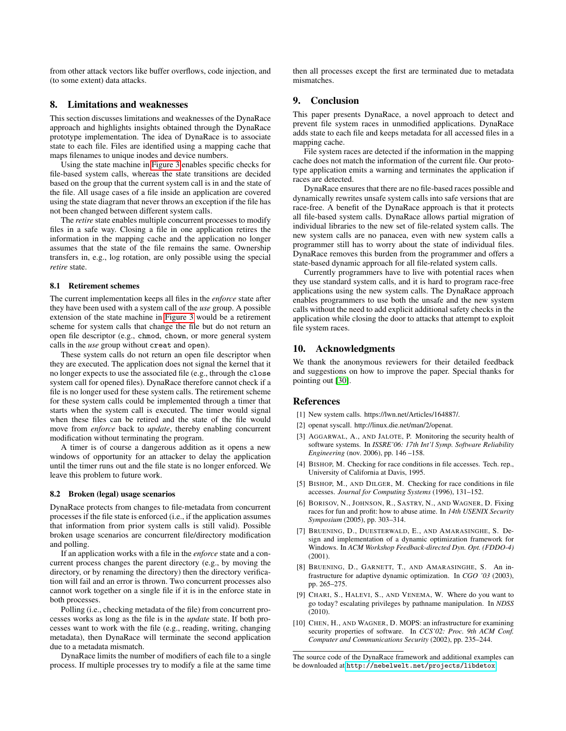from other attack vectors like buffer overflows, code injection, and (to some extent) data attacks.

## 8. Limitations and weaknesses

This section discusses limitations and weaknesses of the DynaRace approach and highlights insights obtained through the DynaRace prototype implementation. The idea of DynaRace is to associate state to each file. Files are identified using a mapping cache that maps filenames to unique inodes and device numbers.

Using the state machine in Figure 3 enables specific checks for file-based system calls, whereas the state transitions are decided based on the group that the current system call is in and the state of the file. All usage cases of a file inside an application are covered using the state diagram that never throws an exception if the file has not been changed between different system calls.

The *retire* state enables multiple concurrent processes to modify files in a safe way. Closing a file in one application retires the information in the mapping cache and the application no longer assumes that the state of the file remains the same. Ownership transfers in, e.g., log rotation, are only possible using the special *retire* state.

### 8.1 Retirement schemes

The current implementation keeps all files in the *enforce* state after they have been used with a system call of the *use* group. A possible extension of the state machine in Figure 3 would be a retirement scheme for system calls that change the file but do not return an open file descriptor (e.g., `chmod`, `chown`, or more general system calls in the *use* group without `creat` and `open`).

These system calls do not return an open file descriptor when they are executed. The application does not signal the kernel that it no longer expects to use the associated file (e.g., through the `close` system call for opened files). DynaRace therefore cannot check if a file is no longer used for these system calls. The retirement scheme for these system calls could be implemented through a timer that starts when the system call is executed. The timer would signal when these files can be retired and the state of the file would move from *enforce* back to *update*, thereby enabling concurrent modification without terminating the program.

A timer is of course a dangerous addition as it opens a new windows of opportunity for an attacker to delay the application until the timer runs out and the file state is no longer enforced. We leave this problem to future work.

### 8.2 Broken (legal) usage scenarios

DynaRace protects from changes to file-metadata from concurrent processes if the file state is enforced (i.e., if the application assumes that information from prior system calls is still valid). Possible broken usage scenarios are concurrent file/directory modification and polling.

If an application works with a file in the *enforce* state and a concurrent process changes the parent directory (e.g., by moving the directory, or by renaming the directory) then the directory verification will fail and an error is thrown. Two concurrent processes also cannot work together on a single file if it is in the enforce state in both processes.

Polling (i.e., checking metadata of the file) from concurrent processes works as long as the file is in the *update* state. If both processes want to work with the file (e.g., reading, writing, changing metadata), then DynaRace will terminate the second application due to a metadata mismatch.

DynaRace limits the number of modifiers of each file to a single process. If multiple processes try to modify a file at the same time then all processes except the first are terminated due to metadata mismatches.

## 9. Conclusion

This paper presents DynaRace, a novel approach to detect and prevent file system races in unmodified applications. DynaRace adds state to each file and keeps metadata for all accessed files in a mapping cache.

File system races are detected if the information in the mapping cache does not match the information of the current file. Our prototype application emits a warning and terminates the application if races are detected.

DynaRace ensures that there are no file-based races possible and dynamically rewrites unsafe system calls into safe versions that are race-free. A benefit of the DynaRace approach is that it protects all file-based system calls. DynaRace allows partial migration of individual libraries to the new set of file-related system calls. The new system calls are no panacea, even with new system calls a programmer still has to worry about the state of individual files. DynaRace removes this burden from the programmer and offers a state-based dynamic approach for all file-related system calls.

Currently programmers have to live with potential races when they use standard system calls, and it is hard to program race-free applications using the new system calls. The DynaRace approach enables programmers to use both the unsafe and the new system calls without the need to add explicit additional safety checks in the application while closing the door to attacks that attempt to exploit file system races.

## 10. Acknowledgments

We thank the anonymous reviewers for their detailed feedback and suggestions on how to improve the paper. Special thanks for pointing out [30].

## References

[1] New system calls. https://lwn.net/Articles/164887/.

[2] openat syscall. http://linux.die.net/man/2/openat.

[3] Aggarwal, A., and Jalote, P. Monitoring the security health of software systems. In *ISSRE'06: 17th Int'l Symp. Software Reliability Engineering* (nov. 2006), pp. 146 –158.

[4] Bishop, M. Checking for race conditions in file accesses. Tech. rep., University of California at Davis, 1995.

[5] Bishop, M., and Dilger, M. Checking for race conditions in file accesses. *Journal for Computing Systems* (1996), 131–152.

[6] Borisov, N., Johnson, R., Sastry, N., and Wagner, D. Fixing races for fun and profit: how to abuse atime. In *14th USENIX Security Symposium* (2005), pp. 303–314.

[7] Bruening, D., Duesterwald, E., and Amarasinghe, S. Design and implementation of a dynamic optimization framework for Windows. In *ACM Workshop Feedback-directed Dyn. Opt. (FDDO-4)* (2001).

[8] Bruening, D., Garnett, T., and Amarasinghe, S. An infrastructure for adaptive dynamic optimization. In *CGO '03* (2003), pp. 265–275.

[9] Chari, S., Halevi, S., and Venema, W. Where do you want to go today? escalating privileges by pathname manipulation. In *NDSS* (2010).

[10] Chen, H., and Wagner, D. MOPS: an infrastructure for examining security properties of software. In *CCS'02: Proc. 9th ACM Conf. Computer and Communications Security* (2002), pp. 235–244.

The source code of the DynaRace framework and additional examples can be downloaded at `http://nebelwelt.net/projects/libdetox`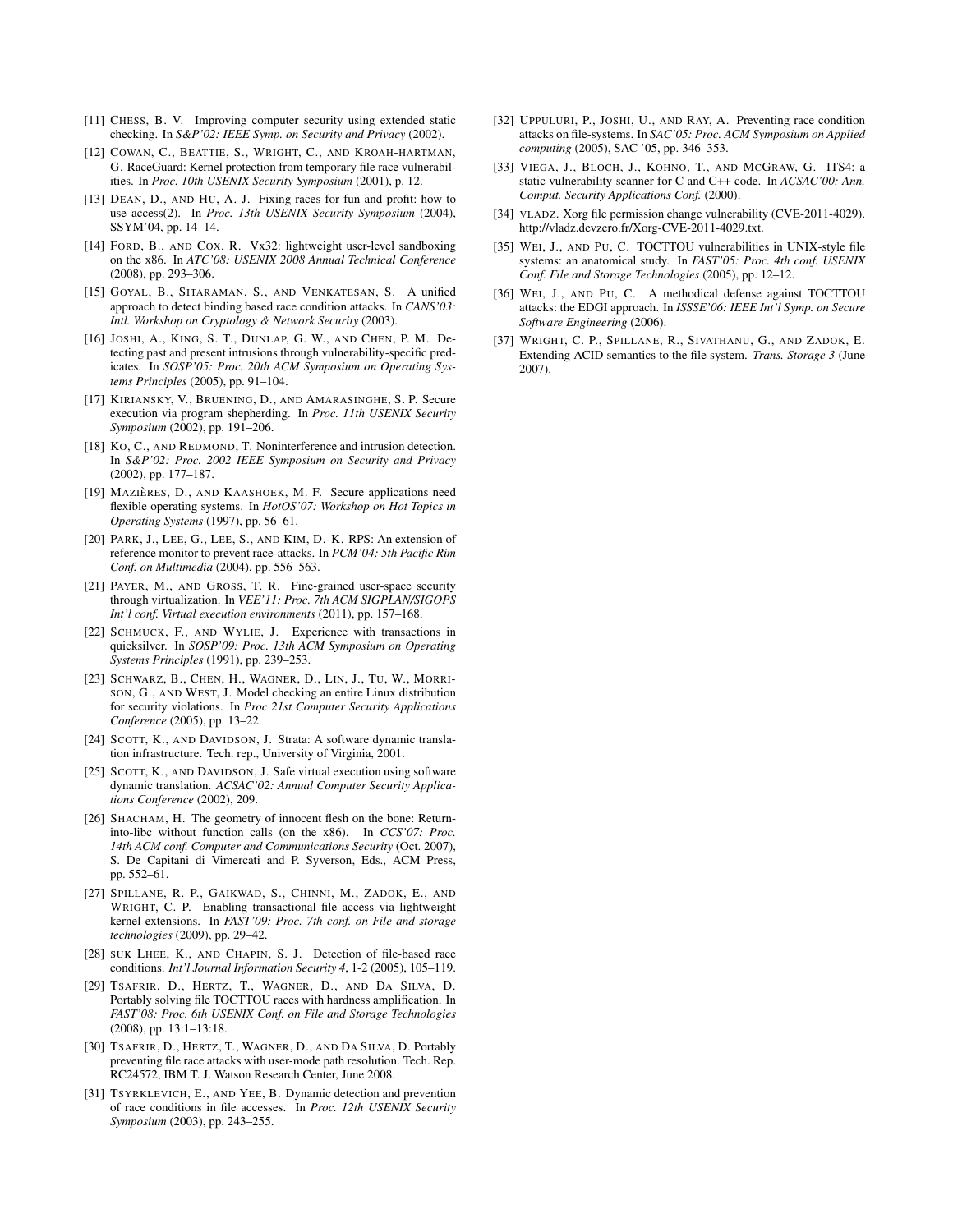[11] Chess, B. V. Improving computer security using extended static checking. In *S&P'02: IEEE Symp. on Security and Privacy* (2002).

[12] Cowan, C., Beattie, S., Wright, C., and Kroah-hartman, G. RaceGuard: Kernel protection from temporary file race vulnerabilities. In *Proc. 10th USENIX Security Symposium* (2001), p. 12.

[13] Dean, D., and Hu, A. J. Fixing races for fun and profit: how to use access(2). In *Proc. 13th USENIX Security Symposium* (2004), SSYM'04, pp. 14–14.

[14] Ford, B., and Cox, R. Vx32: lightweight user-level sandboxing on the x86. In *ATC'08: USENIX 2008 Annual Technical Conference* (2008), pp. 293–306.

[15] Goyal, B., Sitaraman, S., and Venkatesan, S. A unified approach to detect binding based race condition attacks. In *CANS'03: Intl. Workshop on Cryptology & Network Security* (2003).

[16] Joshi, A., King, S. T., Dunlap, G. W., and Chen, P. M. Detecting past and present intrusions through vulnerability-specific predicates. In *SOSP'05: Proc. 20th ACM Symposium on Operating Systems Principles* (2005), pp. 91–104.

[17] Kiriansky, V., Bruening, D., and Amarasinghe, S. P. Secure execution via program shepherding. In *Proc. 11th USENIX Security Symposium* (2002), pp. 191–206.

[18] Ko, C., and Redmond, T. Noninterference and intrusion detection. In *S&P'02: Proc. 2002 IEEE Symposium on Security and Privacy* (2002), pp. 177–187.

[19] Mazières, D., and Kaashoek, M. F. Secure applications need flexible operating systems. In *HotOS'07: Workshop on Hot Topics in Operating Systems* (1997), pp. 56–61.

[20] Park, J., Lee, G., Lee, S., and Kim, D.-K. RPS: An extension of reference monitor to prevent race-attacks. In *PCM'04: 5th Pacific Rim Conf. on Multimedia* (2004), pp. 556–563.

[21] Payer, M., and Gross, T. R. Fine-grained user-space security through virtualization. In *VEE'11: Proc. 7th ACM SIGPLAN/SIGOPS Int'l conf. Virtual execution environments* (2011), pp. 157–168.

[22] Schmuck, F., and Wylie, J. Experience with transactions in quicksilver. In *SOSP'09: Proc. 13th ACM Symposium on Operating Systems Principles* (1991), pp. 239–253.

[23] Schwarz, B., Chen, H., Wagner, D., Lin, J., Tu, W., Morrison, G., and West, J. Model checking an entire Linux distribution for security violations. In *Proc 21st Computer Security Applications Conference* (2005), pp. 13–22.

[24] Scott, K., and Davidson, J. Strata: A software dynamic translation infrastructure. Tech. rep., University of Virginia, 2001.

[25] Scott, K., and Davidson, J. Safe virtual execution using software dynamic translation. *ACSAC'02: Annual Computer Security Applications Conference* (2002), 209.

[26] Shacham, H. The geometry of innocent flesh on the bone: Return-into-libc without function calls (on the x86). In *CCS'07: Proc. 14th ACM conf. Computer and Communications Security* (Oct. 2007), S. De Capitani di Vimercati and P. Syverson, Eds., ACM Press, pp. 552–61.

[27] Spillane, R. P., Gaikwad, S., Chinni, M., Zadok, E., and Wright, C. P. Enabling transactional file access via lightweight kernel extensions. In *FAST'09: Proc. 7th conf. on File and storage technologies* (2009), pp. 29–42.

[28] suk Lhee, K., and Chapin, S. J. Detection of file-based race conditions. *Int'l Journal Information Security 4*, 1-2 (2005), 105–119.

[29] Tsafrir, D., Hertz, T., Wagner, D., and Da Silva, D. Portably solving file TOCTTOU races with hardness amplification. In *FAST'08: Proc. 6th USENIX Conf. on File and Storage Technologies* (2008), pp. 13:1–13:18.

[30] Tsafrir, D., Hertz, T., Wagner, D., and Da Silva, D. Portably preventing file race attacks with user-mode path resolution. Tech. Rep. RC24572, IBM T. J. Watson Research Center, June 2008.

[31] Tsyrklevich, E., and Yee, B. Dynamic detection and prevention of race conditions in file accesses. In *Proc. 12th USENIX Security Symposium* (2003), pp. 243–255.

[32] Uppuluri, P., Joshi, U., and Ray, A. Preventing race condition attacks on file-systems. In *SAC'05: Proc. ACM Symposium on Applied computing* (2005), SAC '05, pp. 346–353.

[33] Viega, J., Bloch, J., Kohno, T., and McGraw, G. ITS4: a static vulnerability scanner for C and C++ code. In *ACSAC'00: Ann. Comput. Security Applications Conf.* (2000).

[34] vladz. Xorg file permission change vulnerability (CVE-2011-4029). http://vladz.devzero.fr/Xorg-CVE-2011-4029.txt.

[35] Wei, J., and Pu, C. TOCTTOU vulnerabilities in UNIX-style file systems: an anatomical study. In *FAST'05: Proc. 4th conf. USENIX Conf. File and Storage Technologies* (2005), pp. 12–12.

[36] Wei, J., and Pu, C. A methodical defense against TOCTTOU attacks: the EDGI approach. In *ISSSE'06: IEEE Int'l Symp. on Secure Software Engineering* (2006).

[37] Wright, C. P., Spillane, R., Sivathanu, G., and Zadok, E. Extending ACID semantics to the file system. *Trans. Storage 3* (June 2007).